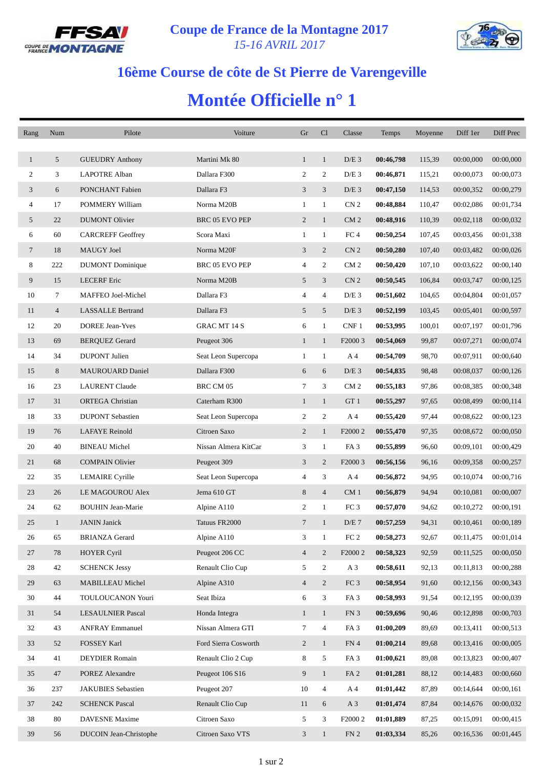# Coupe de France de la Montagne 2017

*15-16 AVRIL 2017*

## 16ème Course de côte de St Pierre de Varengeville

# Montée Officielle n° 1

| Rang | Num | Pilote | Voiture | Gr | Cl | Classe | Temps | Moyenne | Diff 1er | Diff Prec |
|---|---|---|---|---|---|---|---|---|---|---|
| 1 | 5 | GUEUDRY Anthony | Martini Mk 80 | 1 | 1 | D/E 3 | **00:46,798** | 115,39 | 00:00,000 | 00:00,000 |
| 2 | 3 | LAPOTRE Alban | Dallara F300 | 2 | 2 | D/E 3 | **00:46,871** | 115,21 | 00:00,073 | 00:00,073 |
| 3 | 6 | PONCHANT Fabien | Dallara F3 | 3 | 3 | D/E 3 | **00:47,150** | 114,53 | 00:00,352 | 00:00,279 |
| 4 | 17 | POMMERY William | Norma M20B | 1 | 1 | CN 2 | **00:48,884** | 110,47 | 00:02,086 | 00:01,734 |
| 5 | 22 | DUMONT Olivier | BRC 05 EVO PEP | 2 | 1 | CM 2 | **00:48,916** | 110,39 | 00:02,118 | 00:00,032 |
| 6 | 60 | CARCREFF Geoffrey | Scora Maxi | 1 | 1 | FC 4 | **00:50,254** | 107,45 | 00:03,456 | 00:01,338 |
| 7 | 18 | MAUGY Joel | Norma M20F | 3 | 2 | CN 2 | **00:50,280** | 107,40 | 00:03,482 | 00:00,026 |
| 8 | 222 | DUMONT Dominique | BRC 05 EVO PEP | 4 | 2 | CM 2 | **00:50,420** | 107,10 | 00:03,622 | 00:00,140 |
| 9 | 15 | LECERF Eric | Norma M20B | 5 | 3 | CN 2 | **00:50,545** | 106,84 | 00:03,747 | 00:00,125 |
| 10 | 7 | MAFFEO Joel-Michel | Dallara F3 | 4 | 4 | D/E 3 | **00:51,602** | 104,65 | 00:04,804 | 00:01,057 |
| 11 | 4 | LASSALLE Bertrand | Dallara F3 | 5 | 5 | D/E 3 | **00:52,199** | 103,45 | 00:05,401 | 00:00,597 |
| 12 | 20 | DOREE Jean-Yves | GRAC MT 14 S | 6 | 1 | CNF 1 | **00:53,995** | 100,01 | 00:07,197 | 00:01,796 |
| 13 | 69 | BERQUEZ Gerard | Peugeot 306 | 1 | 1 | F2000 3 | **00:54,069** | 99,87 | 00:07,271 | 00:00,074 |
| 14 | 34 | DUPONT Julien | Seat Leon Supercopa | 1 | 1 | A 4 | **00:54,709** | 98,70 | 00:07,911 | 00:00,640 |
| 15 | 8 | MAUROUARD Daniel | Dallara F300 | 6 | 6 | D/E 3 | **00:54,835** | 98,48 | 00:08,037 | 00:00,126 |
| 16 | 23 | LAURENT Claude | BRC CM 05 | 7 | 3 | CM 2 | **00:55,183** | 97,86 | 00:08,385 | 00:00,348 |
| 17 | 31 | ORTEGA Christian | Caterham R300 | 1 | 1 | GT 1 | **00:55,297** | 97,65 | 00:08,499 | 00:00,114 |
| 18 | 33 | DUPONT Sebastien | Seat Leon Supercopa | 2 | 2 | A 4 | **00:55,420** | 97,44 | 00:08,622 | 00:00,123 |
| 19 | 76 | LAFAYE Reinold | Citroen Saxo | 2 | 1 | F2000 2 | **00:55,470** | 97,35 | 00:08,672 | 00:00,050 |
| 20 | 40 | BINEAU Michel | Nissan Almera KitCar | 3 | 1 | FA 3 | **00:55,899** | 96,60 | 00:09,101 | 00:00,429 |
| 21 | 68 | COMPAIN Olivier | Peugeot 309 | 3 | 2 | F2000 3 | **00:56,156** | 96,16 | 00:09,358 | 00:00,257 |
| 22 | 35 | LEMAIRE Cyrille | Seat Leon Supercopa | 4 | 3 | A 4 | **00:56,872** | 94,95 | 00:10,074 | 00:00,716 |
| 23 | 26 | LE MAGOUROU Alex | Jema 610 GT | 8 | 4 | CM 1 | **00:56,879** | 94,94 | 00:10,081 | 00:00,007 |
| 24 | 62 | BOUHIN Jean-Marie | Alpine A110 | 2 | 1 | FC 3 | **00:57,070** | 94,62 | 00:10,272 | 00:00,191 |
| 25 | 1 | JANIN Janick | Tatuus FR2000 | 7 | 1 | D/E 7 | **00:57,259** | 94,31 | 00:10,461 | 00:00,189 |
| 26 | 65 | BRIANZA Gerard | Alpine A110 | 3 | 1 | FC 2 | **00:58,273** | 92,67 | 00:11,475 | 00:01,014 |
| 27 | 78 | HOYER Cyril | Peugeot 206 CC | 4 | 2 | F2000 2 | **00:58,323** | 92,59 | 00:11,525 | 00:00,050 |
| 28 | 42 | SCHENCK Jessy | Renault Clio Cup | 5 | 2 | A 3 | **00:58,611** | 92,13 | 00:11,813 | 00:00,288 |
| 29 | 63 | MABILLEAU Michel | Alpine A310 | 4 | 2 | FC 3 | **00:58,954** | 91,60 | 00:12,156 | 00:00,343 |
| 30 | 44 | TOULOUCANON Youri | Seat Ibiza | 6 | 3 | FA 3 | **00:58,993** | 91,54 | 00:12,195 | 00:00,039 |
| 31 | 54 | LESAULNIER Pascal | Honda Integra | 1 | 1 | FN 3 | **00:59,696** | 90,46 | 00:12,898 | 00:00,703 |
| 32 | 43 | ANFRAY Emmanuel | Nissan Almera GTI | 7 | 4 | FA 3 | **01:00,209** | 89,69 | 00:13,411 | 00:00,513 |
| 33 | 52 | FOSSEY Karl | Ford Sierra Cosworth | 2 | 1 | FN 4 | **01:00,214** | 89,68 | 00:13,416 | 00:00,005 |
| 34 | 41 | DEYDIER Romain | Renault Clio 2 Cup | 8 | 5 | FA 3 | **01:00,621** | 89,08 | 00:13,823 | 00:00,407 |
| 35 | 47 | POREZ Alexandre | Peugeot 106 S16 | 9 | 1 | FA 2 | **01:01,281** | 88,12 | 00:14,483 | 00:00,660 |
| 36 | 237 | JAKUBIES Sebastien | Peugeot 207 | 10 | 4 | A 4 | **01:01,442** | 87,89 | 00:14,644 | 00:00,161 |
| 37 | 242 | SCHENCK Pascal | Renault Clio Cup | 11 | 6 | A 3 | **01:01,474** | 87,84 | 00:14,676 | 00:00,032 |
| 38 | 80 | DAVESNE Maxime | Citroen Saxo | 5 | 3 | F2000 2 | **01:01,889** | 87,25 | 00:15,091 | 00:00,415 |
| 39 | 56 | DUCOIN Jean-Christophe | Citroen Saxo VTS | 3 | 1 | FN 2 | **01:03,334** | 85,26 | 00:16,536 | 00:01,445 |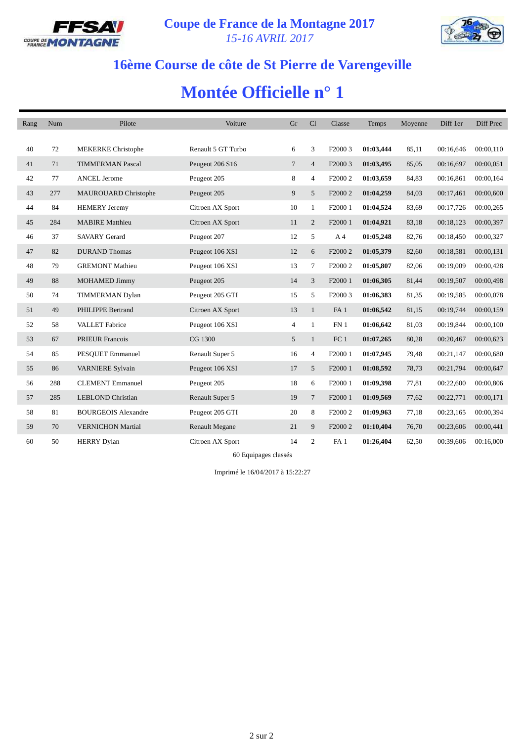# Coupe de France de la Montagne 2017

*15-16 AVRIL 2017*

## 16ème Course de côte de St Pierre de Varengeville

# Montée Officielle n° 1

| Rang | Num | Pilote | Voiture | Gr | Cl | Classe | Temps | Moyenne | Diff 1er | Diff Prec |
|---|---|---|---|---|---|---|---|---|---|---|
| 40 | 72 | MEKERKE Christophe | Renault 5 GT Turbo | 6 | 3 | F2000 3 | **01:03,444** | 85,11 | 00:16,646 | 00:00,110 |
| 41 | 71 | TIMMERMAN Pascal | Peugeot 206 S16 | 7 | 4 | F2000 3 | **01:03,495** | 85,05 | 00:16,697 | 00:00,051 |
| 42 | 77 | ANCEL Jerome | Peugeot 205 | 8 | 4 | F2000 2 | **01:03,659** | 84,83 | 00:16,861 | 00:00,164 |
| 43 | 277 | MAUROUARD Christophe | Peugeot 205 | 9 | 5 | F2000 2 | **01:04,259** | 84,03 | 00:17,461 | 00:00,600 |
| 44 | 84 | HEMERY Jeremy | Citroen AX Sport | 10 | 1 | F2000 1 | **01:04,524** | 83,69 | 00:17,726 | 00:00,265 |
| 45 | 284 | MABIRE Matthieu | Citroen AX Sport | 11 | 2 | F2000 1 | **01:04,921** | 83,18 | 00:18,123 | 00:00,397 |
| 46 | 37 | SAVARY Gerard | Peugeot 207 | 12 | 5 | A 4 | **01:05,248** | 82,76 | 00:18,450 | 00:00,327 |
| 47 | 82 | DURAND Thomas | Peugeot 106 XSI | 12 | 6 | F2000 2 | **01:05,379** | 82,60 | 00:18,581 | 00:00,131 |
| 48 | 79 | GREMONT Mathieu | Peugeot 106 XSI | 13 | 7 | F2000 2 | **01:05,807** | 82,06 | 00:19,009 | 00:00,428 |
| 49 | 88 | MOHAMED Jimmy | Peugeot 205 | 14 | 3 | F2000 1 | **01:06,305** | 81,44 | 00:19,507 | 00:00,498 |
| 50 | 74 | TIMMERMAN Dylan | Peugeot 205 GTI | 15 | 5 | F2000 3 | **01:06,383** | 81,35 | 00:19,585 | 00:00,078 |
| 51 | 49 | PHILIPPE Bertrand | Citroen AX Sport | 13 | 1 | FA 1 | **01:06,542** | 81,15 | 00:19,744 | 00:00,159 |
| 52 | 58 | VALLET Fabrice | Peugeot 106 XSI | 4 | 1 | FN 1 | **01:06,642** | 81,03 | 00:19,844 | 00:00,100 |
| 53 | 67 | PRIEUR Francois | CG 1300 | 5 | 1 | FC 1 | **01:07,265** | 80,28 | 00:20,467 | 00:00,623 |
| 54 | 85 | PESQUET Emmanuel | Renault Super 5 | 16 | 4 | F2000 1 | **01:07,945** | 79,48 | 00:21,147 | 00:00,680 |
| 55 | 86 | VARNIERE Sylvain | Peugeot 106 XSI | 17 | 5 | F2000 1 | **01:08,592** | 78,73 | 00:21,794 | 00:00,647 |
| 56 | 288 | CLEMENT Emmanuel | Peugeot 205 | 18 | 6 | F2000 1 | **01:09,398** | 77,81 | 00:22,600 | 00:00,806 |
| 57 | 285 | LEBLOND Christian | Renault Super 5 | 19 | 7 | F2000 1 | **01:09,569** | 77,62 | 00:22,771 | 00:00,171 |
| 58 | 81 | BOURGEOIS Alexandre | Peugeot 205 GTI | 20 | 8 | F2000 2 | **01:09,963** | 77,18 | 00:23,165 | 00:00,394 |
| 59 | 70 | VERNICHON Martial | Renault Megane | 21 | 9 | F2000 2 | **01:10,404** | 76,70 | 00:23,606 | 00:00,441 |
| 60 | 50 | HERRY Dylan | Citroen AX Sport | 14 | 2 | FA 1 | **01:26,404** | 62,50 | 00:39,606 | 00:16,000 |

60 Equipages classés

Imprimé le 16/04/2017 à 15:22:27